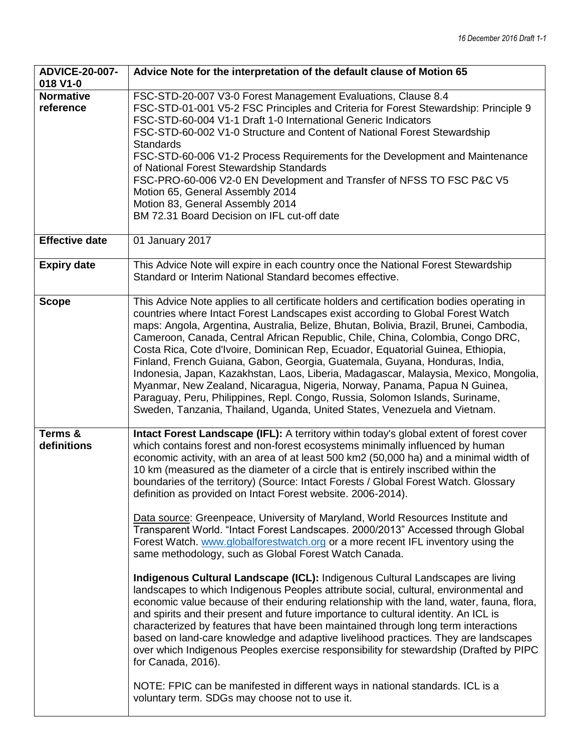| ADVICE-20-007-018 V1-0 | Advice Note for the interpretation of the default clause of Motion 65 |
|---|---|
| **Normative reference** | FSC-STD-20-007 V3-0 Forest Management Evaluations, Clause 8.4<br>FSC-STD-01-001 V5-2 FSC Principles and Criteria for Forest Stewardship: Principle 9<br>FSC-STD-60-004 V1-1 Draft 1-0 International Generic Indicators<br>FSC-STD-60-002 V1-0 Structure and Content of National Forest Stewardship Standards<br>FSC-STD-60-006 V1-2 Process Requirements for the Development and Maintenance of National Forest Stewardship Standards<br>FSC-PRO-60-006 V2-0 EN Development and Transfer of NFSS TO FSC P&C V5<br>Motion 65, General Assembly 2014<br>Motion 83, General Assembly 2014<br>BM 72.31 Board Decision on IFL cut-off date |
| **Effective date** | 01 January 2017 |
| **Expiry date** | This Advice Note will expire in each country once the National Forest Stewardship Standard or Interim National Standard becomes effective. |
| **Scope** | This Advice Note applies to all certificate holders and certification bodies operating in countries where Intact Forest Landscapes exist according to Global Forest Watch maps: Angola, Argentina, Australia, Belize, Bhutan, Bolivia, Brazil, Brunei, Cambodia, Cameroon, Canada, Central African Republic, Chile, China, Colombia, Congo DRC, Costa Rica, Cote d'Ivoire, Dominican Rep, Ecuador, Equatorial Guinea, Ethiopia, Finland, French Guiana, Gabon, Georgia, Guatemala, Guyana, Honduras, India, Indonesia, Japan, Kazakhstan, Laos, Liberia, Madagascar, Malaysia, Mexico, Mongolia, Myanmar, New Zealand, Nicaragua, Nigeria, Norway, Panama, Papua N Guinea, Paraguay, Peru, Philippines, Repl. Congo, Russia, Solomon Islands, Suriname, Sweden, Tanzania, Thailand, Uganda, United States, Venezuela and Vietnam. |
| **Terms & definitions** | **Intact Forest Landscape (IFL):** A territory within today's global extent of forest cover which contains forest and non-forest ecosystems minimally influenced by human economic activity, with an area of at least 500 km2 (50,000 ha) and a minimal width of 10 km (measured as the diameter of a circle that is entirely inscribed within the boundaries of the territory) (Source: Intact Forests / Global Forest Watch. Glossary definition as provided on Intact Forest website. 2006-2014).<br><br>Data source: Greenpeace, University of Maryland, World Resources Institute and Transparent World. "Intact Forest Landscapes. 2000/2013" Accessed through Global Forest Watch. www.globalforestwatch.org or a more recent IFL inventory using the same methodology, such as Global Forest Watch Canada.<br><br>**Indigenous Cultural Landscape (ICL):** Indigenous Cultural Landscapes are living landscapes to which Indigenous Peoples attribute social, cultural, environmental and economic value because of their enduring relationship with the land, water, fauna, flora, and spirits and their present and future importance to cultural identity. An ICL is characterized by features that have been maintained through long term interactions based on land-care knowledge and adaptive livelihood practices. They are landscapes over which Indigenous Peoples exercise responsibility for stewardship (Drafted by PIPC for Canada, 2016).<br><br>NOTE: FPIC can be manifested in different ways in national standards. ICL is a voluntary term. SDGs may choose not to use it. |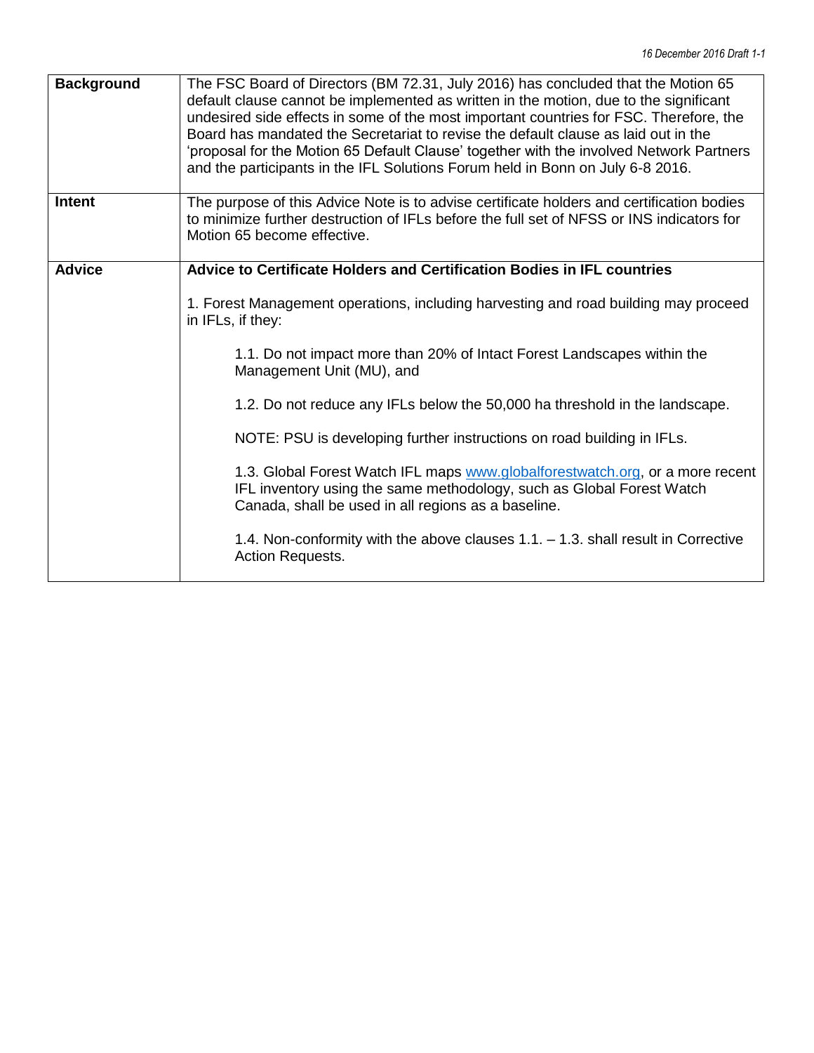| | |
|---|---|
| **Background** | The FSC Board of Directors (BM 72.31, July 2016) has concluded that the Motion 65 default clause cannot be implemented as written in the motion, due to the significant undesired side effects in some of the most important countries for FSC. Therefore, the Board has mandated the Secretariat to revise the default clause as laid out in the 'proposal for the Motion 65 Default Clause' together with the involved Network Partners and the participants in the IFL Solutions Forum held in Bonn on July 6-8 2016. |
| **Intent** | The purpose of this Advice Note is to advise certificate holders and certification bodies to minimize further destruction of IFLs before the full set of NFSS or INS indicators for Motion 65 become effective. |
| **Advice** | **Advice to Certificate Holders and Certification Bodies in IFL countries**<br><br>1. Forest Management operations, including harvesting and road building may proceed in IFLs, if they:<br><br>1.1. Do not impact more than 20% of Intact Forest Landscapes within the Management Unit (MU), and<br><br>1.2. Do not reduce any IFLs below the 50,000 ha threshold in the landscape.<br><br>NOTE: PSU is developing further instructions on road building in IFLs.<br><br>1.3. Global Forest Watch IFL maps www.globalforestwatch.org, or a more recent IFL inventory using the same methodology, such as Global Forest Watch Canada, shall be used in all regions as a baseline.<br><br>1.4. Non-conformity with the above clauses 1.1. – 1.3. shall result in Corrective Action Requests. |